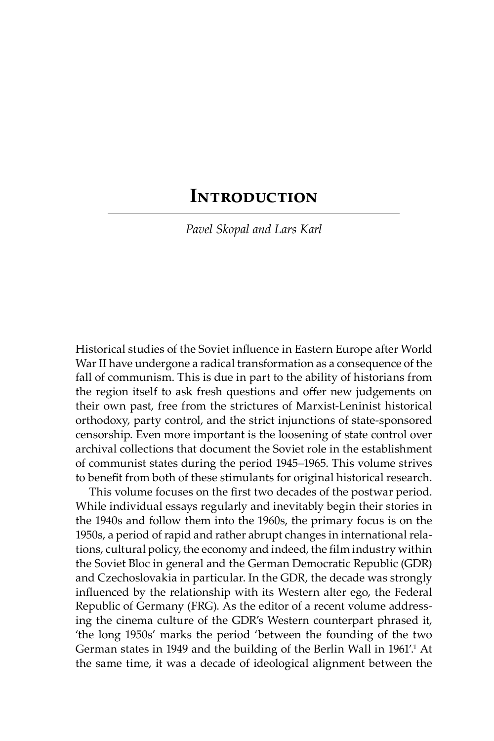# Introduction

*Pavel Skopal and Lars Karl*

Historical studies of the Soviet influence in Eastern Europe after World War II have undergone a radical transformation as a consequence of the fall of communism. This is due in part to the ability of historians from the region itself to ask fresh questions and offer new judgements on their own past, free from the strictures of Marxist-Leninist historical orthodoxy, party control, and the strict injunctions of state-sponsored censorship. Even more important is the loosening of state control over archival collections that document the Soviet role in the establishment of communist states during the period 1945–1965. This volume strives to benefit from both of these stimulants for original historical research.

This volume focuses on the first two decades of the postwar period. While individual essays regularly and inevitably begin their stories in the 1940s and follow them into the 1960s, the primary focus is on the 1950s, a period of rapid and rather abrupt changes in international relations, cultural policy, the economy and indeed, the film industry within the Soviet Bloc in general and the German Democratic Republic (GDR) and Czechoslovakia in particular. In the GDR, the decade was strongly influenced by the relationship with its Western alter ego, the Federal Republic of Germany (FRG). As the editor of a recent volume addressing the cinema culture of the GDR's Western counterpart phrased it, 'the long 1950s' marks the period 'between the founding of the two German states in 1949 and the building of the Berlin Wall in 1961'.[1] At the same time, it was a decade of ideological alignment between the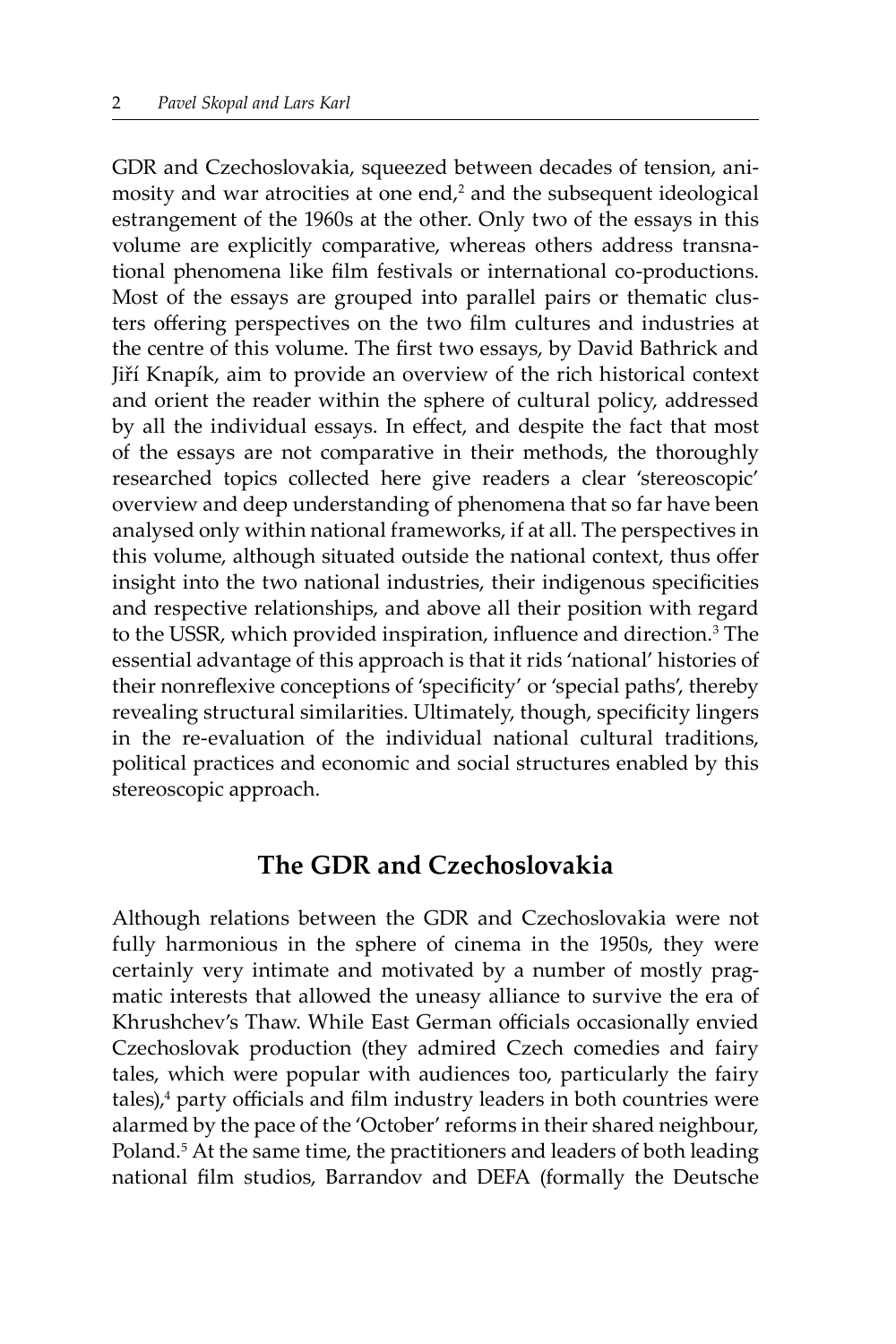GDR and Czechoslovakia, squeezed between decades of tension, animosity and war atrocities at one end,[2] and the subsequent ideological estrangement of the 1960s at the other. Only two of the essays in this volume are explicitly comparative, whereas others address transnational phenomena like film festivals or international co-productions. Most of the essays are grouped into parallel pairs or thematic clusters offering perspectives on the two film cultures and industries at the centre of this volume. The first two essays, by David Bathrick and Jiří Knapík, aim to provide an overview of the rich historical context and orient the reader within the sphere of cultural policy, addressed by all the individual essays. In effect, and despite the fact that most of the essays are not comparative in their methods, the thoroughly researched topics collected here give readers a clear 'stereoscopic' overview and deep understanding of phenomena that so far have been analysed only within national frameworks, if at all. The perspectives in this volume, although situated outside the national context, thus offer insight into the two national industries, their indigenous specificities and respective relationships, and above all their position with regard to the USSR, which provided inspiration, influence and direction.[3] The essential advantage of this approach is that it rids 'national' histories of their nonreflexive conceptions of 'specificity' or 'special paths', thereby revealing structural similarities. Ultimately, though, specificity lingers in the re-evaluation of the individual national cultural traditions, political practices and economic and social structures enabled by this stereoscopic approach.

## The GDR and Czechoslovakia

Although relations between the GDR and Czechoslovakia were not fully harmonious in the sphere of cinema in the 1950s, they were certainly very intimate and motivated by a number of mostly pragmatic interests that allowed the uneasy alliance to survive the era of Khrushchev's Thaw. While East German officials occasionally envied Czechoslovak production (they admired Czech comedies and fairy tales, which were popular with audiences too, particularly the fairy tales),[4] party officials and film industry leaders in both countries were alarmed by the pace of the 'October' reforms in their shared neighbour, Poland.[5] At the same time, the practitioners and leaders of both leading national film studios, Barrandov and DEFA (formally the Deutsche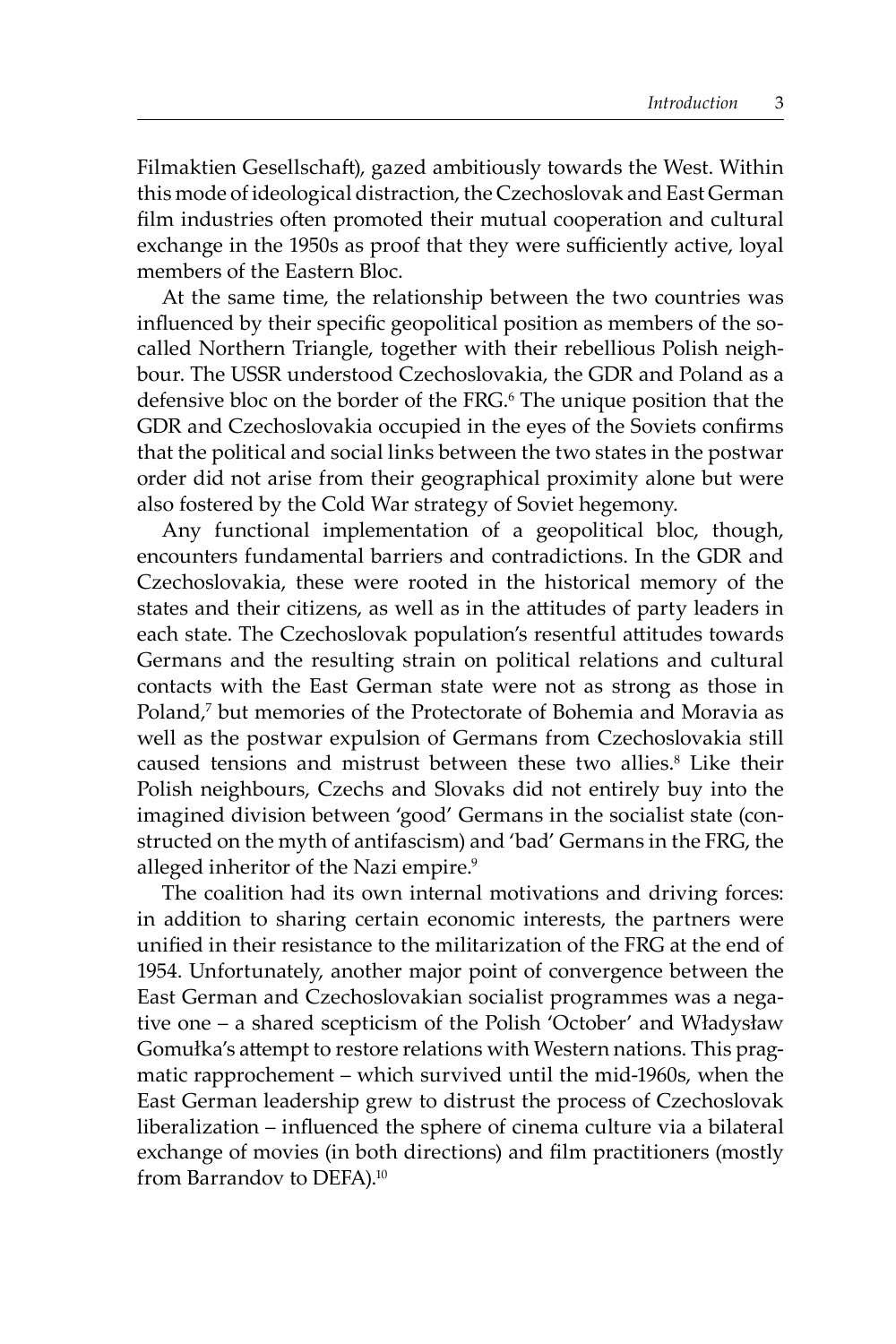Filmaktien Gesellschaft), gazed ambitiously towards the West. Within this mode of ideological distraction, the Czechoslovak and East German film industries often promoted their mutual cooperation and cultural exchange in the 1950s as proof that they were sufficiently active, loyal members of the Eastern Bloc.

At the same time, the relationship between the two countries was influenced by their specific geopolitical position as members of the so-called Northern Triangle, together with their rebellious Polish neighbour. The USSR understood Czechoslovakia, the GDR and Poland as a defensive bloc on the border of the FRG.[6] The unique position that the GDR and Czechoslovakia occupied in the eyes of the Soviets confirms that the political and social links between the two states in the postwar order did not arise from their geographical proximity alone but were also fostered by the Cold War strategy of Soviet hegemony.

Any functional implementation of a geopolitical bloc, though, encounters fundamental barriers and contradictions. In the GDR and Czechoslovakia, these were rooted in the historical memory of the states and their citizens, as well as in the attitudes of party leaders in each state. The Czechoslovak population's resentful attitudes towards Germans and the resulting strain on political relations and cultural contacts with the East German state were not as strong as those in Poland,[7] but memories of the Protectorate of Bohemia and Moravia as well as the postwar expulsion of Germans from Czechoslovakia still caused tensions and mistrust between these two allies.[8] Like their Polish neighbours, Czechs and Slovaks did not entirely buy into the imagined division between 'good' Germans in the socialist state (constructed on the myth of antifascism) and 'bad' Germans in the FRG, the alleged inheritor of the Nazi empire.[9]

The coalition had its own internal motivations and driving forces: in addition to sharing certain economic interests, the partners were unified in their resistance to the militarization of the FRG at the end of 1954. Unfortunately, another major point of convergence between the East German and Czechoslovakian socialist programmes was a negative one – a shared scepticism of the Polish 'October' and Władysław Gomułka's attempt to restore relations with Western nations. This pragmatic rapprochement – which survived until the mid-1960s, when the East German leadership grew to distrust the process of Czechoslovak liberalization – influenced the sphere of cinema culture via a bilateral exchange of movies (in both directions) and film practitioners (mostly from Barrandov to DEFA).[10]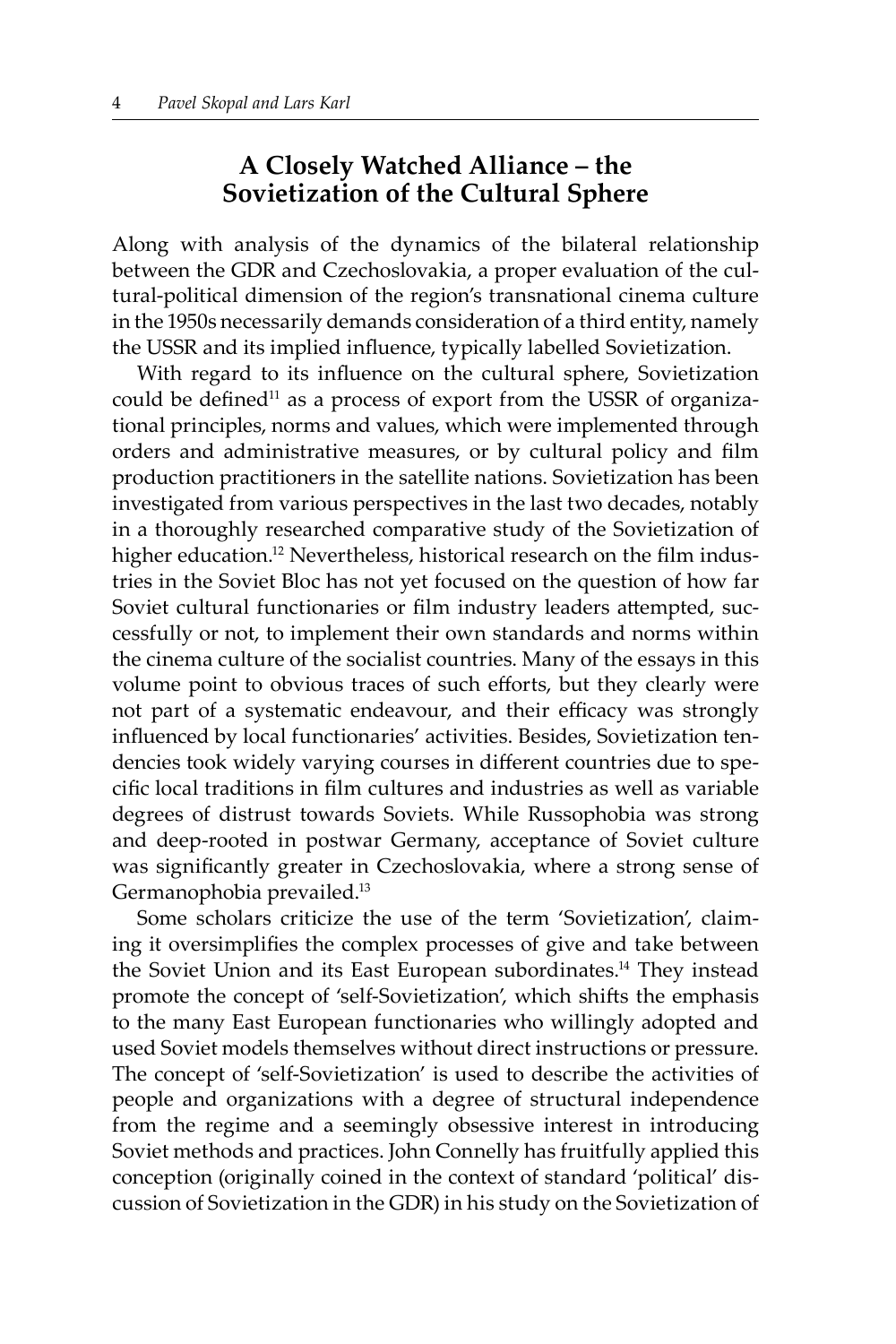## A Closely Watched Alliance – the Sovietization of the Cultural Sphere

Along with analysis of the dynamics of the bilateral relationship between the GDR and Czechoslovakia, a proper evaluation of the cultural-political dimension of the region's transnational cinema culture in the 1950s necessarily demands consideration of a third entity, namely the USSR and its implied influence, typically labelled Sovietization.

With regard to its influence on the cultural sphere, Sovietization could be defined[11] as a process of export from the USSR of organizational principles, norms and values, which were implemented through orders and administrative measures, or by cultural policy and film production practitioners in the satellite nations. Sovietization has been investigated from various perspectives in the last two decades, notably in a thoroughly researched comparative study of the Sovietization of higher education.[12] Nevertheless, historical research on the film industries in the Soviet Bloc has not yet focused on the question of how far Soviet cultural functionaries or film industry leaders attempted, successfully or not, to implement their own standards and norms within the cinema culture of the socialist countries. Many of the essays in this volume point to obvious traces of such efforts, but they clearly were not part of a systematic endeavour, and their efficacy was strongly influenced by local functionaries' activities. Besides, Sovietization tendencies took widely varying courses in different countries due to specific local traditions in film cultures and industries as well as variable degrees of distrust towards Soviets. While Russophobia was strong and deep-rooted in postwar Germany, acceptance of Soviet culture was significantly greater in Czechoslovakia, where a strong sense of Germanophobia prevailed.[13]

Some scholars criticize the use of the term 'Sovietization', claiming it oversimplifies the complex processes of give and take between the Soviet Union and its East European subordinates.[14] They instead promote the concept of 'self-Sovietization', which shifts the emphasis to the many East European functionaries who willingly adopted and used Soviet models themselves without direct instructions or pressure. The concept of 'self-Sovietization' is used to describe the activities of people and organizations with a degree of structural independence from the regime and a seemingly obsessive interest in introducing Soviet methods and practices. John Connelly has fruitfully applied this conception (originally coined in the context of standard 'political' discussion of Sovietization in the GDR) in his study on the Sovietization of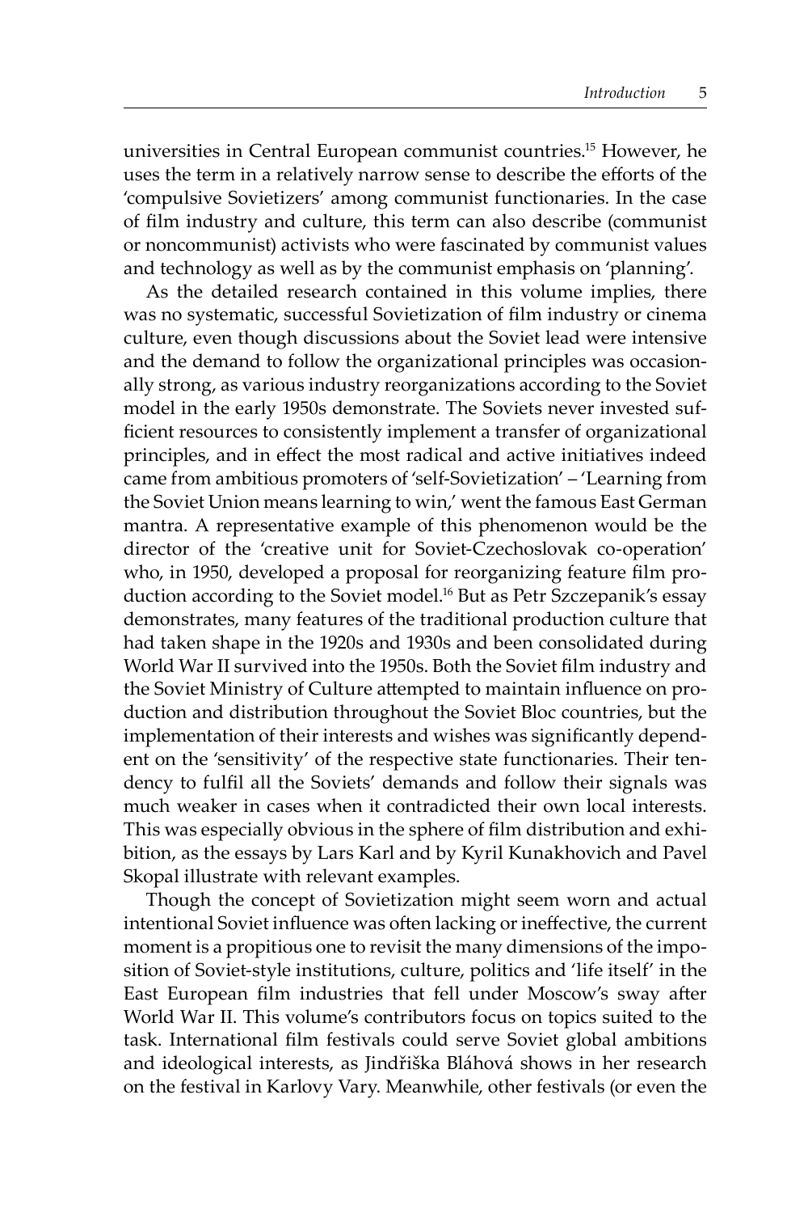universities in Central European communist countries.[15] However, he uses the term in a relatively narrow sense to describe the efforts of the 'compulsive Sovietizers' among communist functionaries. In the case of film industry and culture, this term can also describe (communist or noncommunist) activists who were fascinated by communist values and technology as well as by the communist emphasis on 'planning'.

As the detailed research contained in this volume implies, there was no systematic, successful Sovietization of film industry or cinema culture, even though discussions about the Soviet lead were intensive and the demand to follow the organizational principles was occasionally strong, as various industry reorganizations according to the Soviet model in the early 1950s demonstrate. The Soviets never invested sufficient resources to consistently implement a transfer of organizational principles, and in effect the most radical and active initiatives indeed came from ambitious promoters of 'self-Sovietization' – 'Learning from the Soviet Union means learning to win,' went the famous East German mantra. A representative example of this phenomenon would be the director of the 'creative unit for Soviet-Czechoslovak co-operation' who, in 1950, developed a proposal for reorganizing feature film production according to the Soviet model.[16] But as Petr Szczepanik's essay demonstrates, many features of the traditional production culture that had taken shape in the 1920s and 1930s and been consolidated during World War II survived into the 1950s. Both the Soviet film industry and the Soviet Ministry of Culture attempted to maintain influence on production and distribution throughout the Soviet Bloc countries, but the implementation of their interests and wishes was significantly dependent on the 'sensitivity' of the respective state functionaries. Their tendency to fulfil all the Soviets' demands and follow their signals was much weaker in cases when it contradicted their own local interests. This was especially obvious in the sphere of film distribution and exhibition, as the essays by Lars Karl and by Kyril Kunakhovich and Pavel Skopal illustrate with relevant examples.

Though the concept of Sovietization might seem worn and actual intentional Soviet influence was often lacking or ineffective, the current moment is a propitious one to revisit the many dimensions of the imposition of Soviet-style institutions, culture, politics and 'life itself' in the East European film industries that fell under Moscow's sway after World War II. This volume's contributors focus on topics suited to the task. International film festivals could serve Soviet global ambitions and ideological interests, as Jindřiška Bláhová shows in her research on the festival in Karlovy Vary. Meanwhile, other festivals (or even the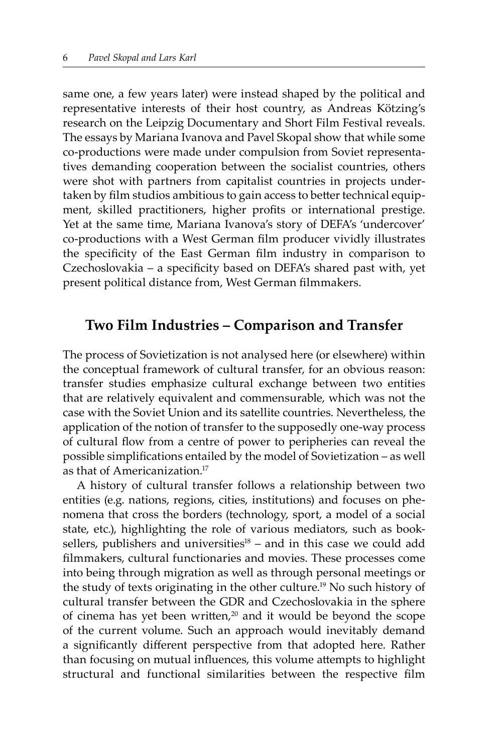same one, a few years later) were instead shaped by the political and representative interests of their host country, as Andreas Kötzing's research on the Leipzig Documentary and Short Film Festival reveals. The essays by Mariana Ivanova and Pavel Skopal show that while some co-productions were made under compulsion from Soviet representatives demanding cooperation between the socialist countries, others were shot with partners from capitalist countries in projects undertaken by film studios ambitious to gain access to better technical equipment, skilled practitioners, higher profits or international prestige. Yet at the same time, Mariana Ivanova's story of DEFA's 'undercover' co-productions with a West German film producer vividly illustrates the specificity of the East German film industry in comparison to Czechoslovakia – a specificity based on DEFA's shared past with, yet present political distance from, West German filmmakers.

## Two Film Industries – Comparison and Transfer

The process of Sovietization is not analysed here (or elsewhere) within the conceptual framework of cultural transfer, for an obvious reason: transfer studies emphasize cultural exchange between two entities that are relatively equivalent and commensurable, which was not the case with the Soviet Union and its satellite countries. Nevertheless, the application of the notion of transfer to the supposedly one-way process of cultural flow from a centre of power to peripheries can reveal the possible simplifications entailed by the model of Sovietization – as well as that of Americanization.[17]

A history of cultural transfer follows a relationship between two entities (e.g. nations, regions, cities, institutions) and focuses on phenomena that cross the borders (technology, sport, a model of a social state, etc.), highlighting the role of various mediators, such as booksellers, publishers and universities[18] – and in this case we could add filmmakers, cultural functionaries and movies. These processes come into being through migration as well as through personal meetings or the study of texts originating in the other culture.[19] No such history of cultural transfer between the GDR and Czechoslovakia in the sphere of cinema has yet been written,[20] and it would be beyond the scope of the current volume. Such an approach would inevitably demand a significantly different perspective from that adopted here. Rather than focusing on mutual influences, this volume attempts to highlight structural and functional similarities between the respective film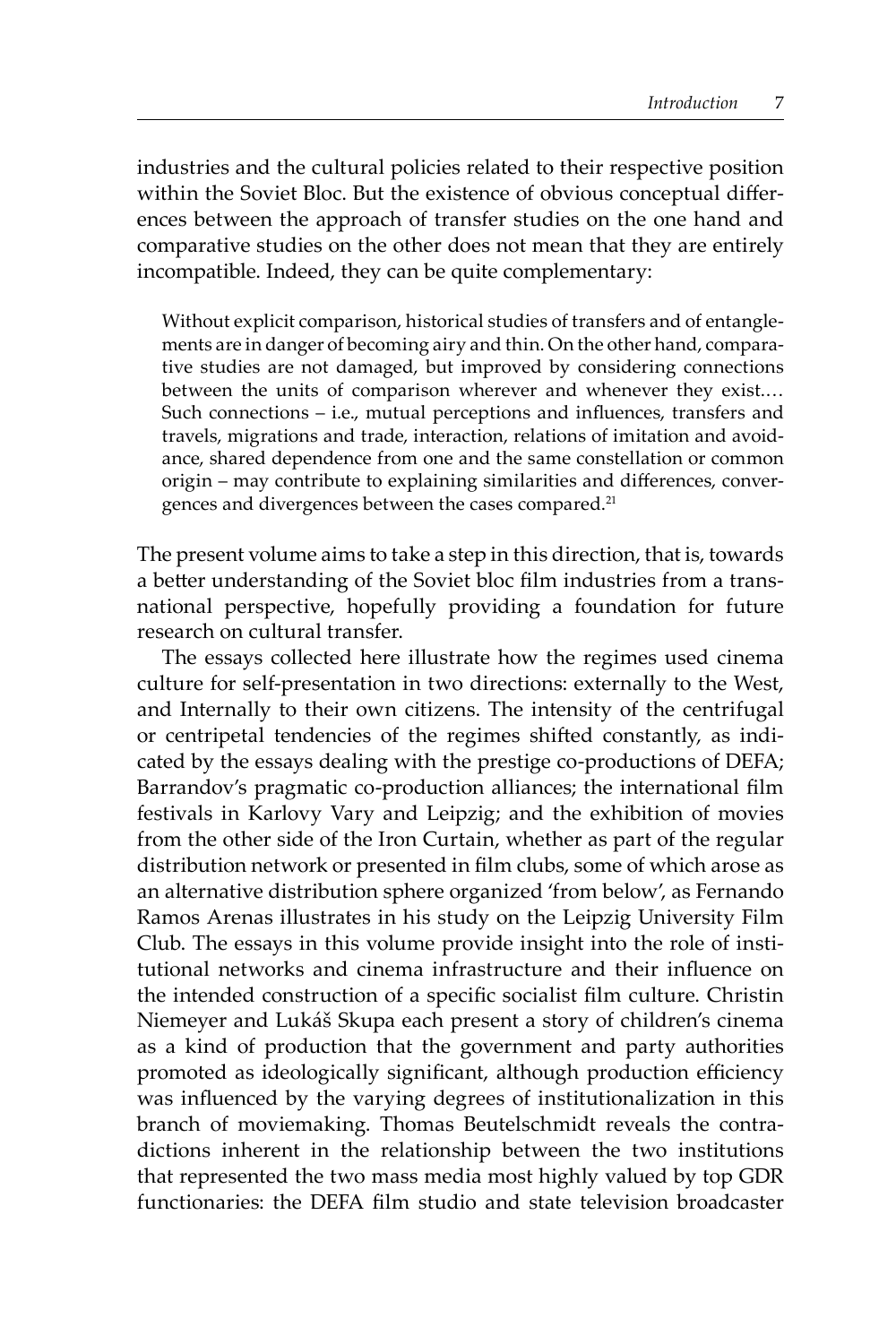industries and the cultural policies related to their respective position within the Soviet Bloc. But the existence of obvious conceptual differences between the approach of transfer studies on the one hand and comparative studies on the other does not mean that they are entirely incompatible. Indeed, they can be quite complementary:

> Without explicit comparison, historical studies of transfers and of entanglements are in danger of becoming airy and thin. On the other hand, comparative studies are not damaged, but improved by considering connections between the units of comparison wherever and whenever they exist.… Such connections – i.e., mutual perceptions and influences, transfers and travels, migrations and trade, interaction, relations of imitation and avoidance, shared dependence from one and the same constellation or common origin – may contribute to explaining similarities and differences, convergences and divergences between the cases compared.[21]

The present volume aims to take a step in this direction, that is, towards a better understanding of the Soviet bloc film industries from a transnational perspective, hopefully providing a foundation for future research on cultural transfer.

The essays collected here illustrate how the regimes used cinema culture for self-presentation in two directions: externally to the West, and Internally to their own citizens. The intensity of the centrifugal or centripetal tendencies of the regimes shifted constantly, as indicated by the essays dealing with the prestige co-productions of DEFA; Barrandov's pragmatic co-production alliances; the international film festivals in Karlovy Vary and Leipzig; and the exhibition of movies from the other side of the Iron Curtain, whether as part of the regular distribution network or presented in film clubs, some of which arose as an alternative distribution sphere organized 'from below', as Fernando Ramos Arenas illustrates in his study on the Leipzig University Film Club. The essays in this volume provide insight into the role of institutional networks and cinema infrastructure and their influence on the intended construction of a specific socialist film culture. Christin Niemeyer and Lukáš Skupa each present a story of children's cinema as a kind of production that the government and party authorities promoted as ideologically significant, although production efficiency was influenced by the varying degrees of institutionalization in this branch of moviemaking. Thomas Beutelschmidt reveals the contradictions inherent in the relationship between the two institutions that represented the two mass media most highly valued by top GDR functionaries: the DEFA film studio and state television broadcaster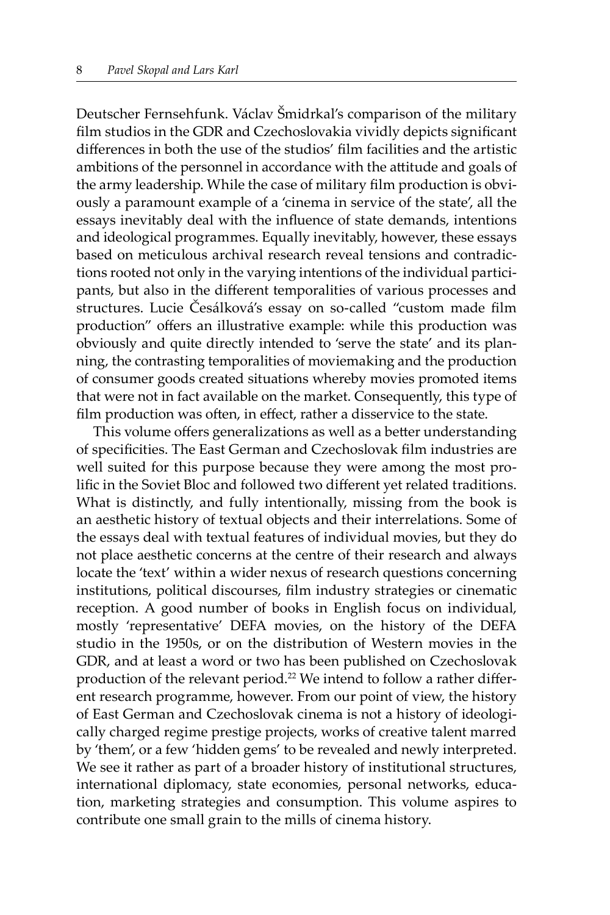Deutscher Fernsehfunk. Václav Šmidrkal's comparison of the military film studios in the GDR and Czechoslovakia vividly depicts significant differences in both the use of the studios' film facilities and the artistic ambitions of the personnel in accordance with the attitude and goals of the army leadership. While the case of military film production is obviously a paramount example of a 'cinema in service of the state', all the essays inevitably deal with the influence of state demands, intentions and ideological programmes. Equally inevitably, however, these essays based on meticulous archival research reveal tensions and contradictions rooted not only in the varying intentions of the individual participants, but also in the different temporalities of various processes and structures. Lucie Česálková's essay on so-called "custom made film production" offers an illustrative example: while this production was obviously and quite directly intended to 'serve the state' and its planning, the contrasting temporalities of moviemaking and the production of consumer goods created situations whereby movies promoted items that were not in fact available on the market. Consequently, this type of film production was often, in effect, rather a disservice to the state.

This volume offers generalizations as well as a better understanding of specificities. The East German and Czechoslovak film industries are well suited for this purpose because they were among the most prolific in the Soviet Bloc and followed two different yet related traditions. What is distinctly, and fully intentionally, missing from the book is an aesthetic history of textual objects and their interrelations. Some of the essays deal with textual features of individual movies, but they do not place aesthetic concerns at the centre of their research and always locate the 'text' within a wider nexus of research questions concerning institutions, political discourses, film industry strategies or cinematic reception. A good number of books in English focus on individual, mostly 'representative' DEFA movies, on the history of the DEFA studio in the 1950s, or on the distribution of Western movies in the GDR, and at least a word or two has been published on Czechoslovak production of the relevant period.[22] We intend to follow a rather different research programme, however. From our point of view, the history of East German and Czechoslovak cinema is not a history of ideologically charged regime prestige projects, works of creative talent marred by 'them', or a few 'hidden gems' to be revealed and newly interpreted. We see it rather as part of a broader history of institutional structures, international diplomacy, state economies, personal networks, education, marketing strategies and consumption. This volume aspires to contribute one small grain to the mills of cinema history.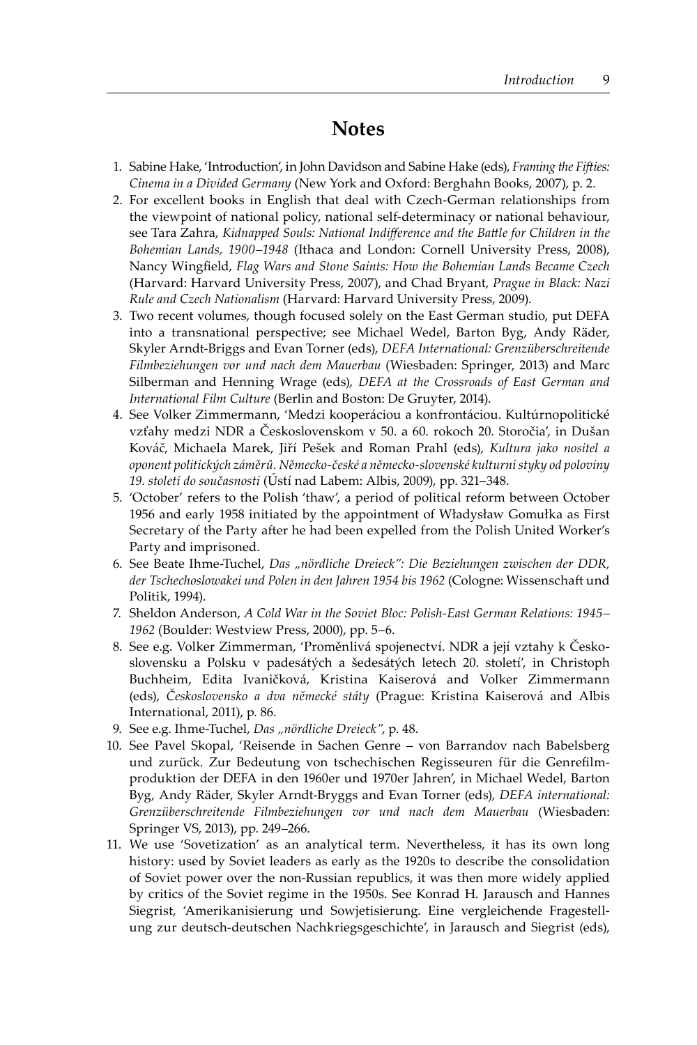## Notes

1. Sabine Hake, 'Introduction', in John Davidson and Sabine Hake (eds), *Framing the Fifties: Cinema in a Divided Germany* (New York and Oxford: Berghahn Books, 2007), p. 2.
2. For excellent books in English that deal with Czech-German relationships from the viewpoint of national policy, national self-determinacy or national behaviour, see Tara Zahra, *Kidnapped Souls: National Indifference and the Battle for Children in the Bohemian Lands, 1900–1948* (Ithaca and London: Cornell University Press, 2008), Nancy Wingfield, *Flag Wars and Stone Saints: How the Bohemian Lands Became Czech* (Harvard: Harvard University Press, 2007), and Chad Bryant, *Prague in Black: Nazi Rule and Czech Nationalism* (Harvard: Harvard University Press, 2009).
3. Two recent volumes, though focused solely on the East German studio, put DEFA into a transnational perspective; see Michael Wedel, Barton Byg, Andy Räder, Skyler Arndt-Briggs and Evan Torner (eds), *DEFA International: Grenzüberschreitende Filmbeziehungen vor und nach dem Mauerbau* (Wiesbaden: Springer, 2013) and Marc Silberman and Henning Wrage (eds), *DEFA at the Crossroads of East German and International Film Culture* (Berlin and Boston: De Gruyter, 2014).
4. See Volker Zimmermann, 'Medzi kooperáciou a konfrontáciou. Kultúrnopolitické vzťahy medzi NDR a Československom v 50. a 60. rokoch 20. Storočia', in Dušan Kováč, Michaela Marek, Jiří Pešek and Roman Prahl (eds), *Kultura jako nositel a oponent politických záměrů. Německo-české a německo-slovenské kulturní styky od poloviny 19. století do současnosti* (Ústí nad Labem: Albis, 2009), pp. 321–348.
5. 'October' refers to the Polish 'thaw', a period of political reform between October 1956 and early 1958 initiated by the appointment of Władysław Gomułka as First Secretary of the Party after he had been expelled from the Polish United Worker's Party and imprisoned.
6. See Beate Ihme-Tuchel, *Das „nördliche Dreieck": Die Beziehungen zwischen der DDR, der Tschechoslowakei und Polen in den Jahren 1954 bis 1962* (Cologne: Wissenschaft und Politik, 1994).
7. Sheldon Anderson, *A Cold War in the Soviet Bloc: Polish-East German Relations: 1945–1962* (Boulder: Westview Press, 2000), pp. 5–6.
8. See e.g. Volker Zimmerman, 'Proměnlivá spojenectví. NDR a její vztahy k Československu a Polsku v padesátých a šedesátých letech 20. století', in Christoph Buchheim, Edita Ivaničková, Kristina Kaiserová and Volker Zimmermann (eds), *Československo a dva německé státy* (Prague: Kristina Kaiserová and Albis International, 2011), p. 86.
9. See e.g. Ihme-Tuchel, *Das „nördliche Dreieck"*, p. 48.
10. See Pavel Skopal, 'Reisende in Sachen Genre – von Barrandov nach Babelsberg und zurück. Zur Bedeutung von tschechischen Regisseuren für die Genrefilmproduktion der DEFA in den 1960er und 1970er Jahren', in Michael Wedel, Barton Byg, Andy Räder, Skyler Arndt-Bryggs and Evan Torner (eds), *DEFA international: Grenzüberschreitende Filmbeziehungen vor und nach dem Mauerbau* (Wiesbaden: Springer VS, 2013), pp. 249–266.
11. We use 'Sovetization' as an analytical term. Nevertheless, it has its own long history: used by Soviet leaders as early as the 1920s to describe the consolidation of Soviet power over the non-Russian republics, it was then more widely applied by critics of the Soviet regime in the 1950s. See Konrad H. Jarausch and Hannes Siegrist, 'Amerikanisierung und Sowjetisierung. Eine vergleichende Fragestellung zur deutsch-deutschen Nachkriegsgeschichte', in Jarausch and Siegrist (eds),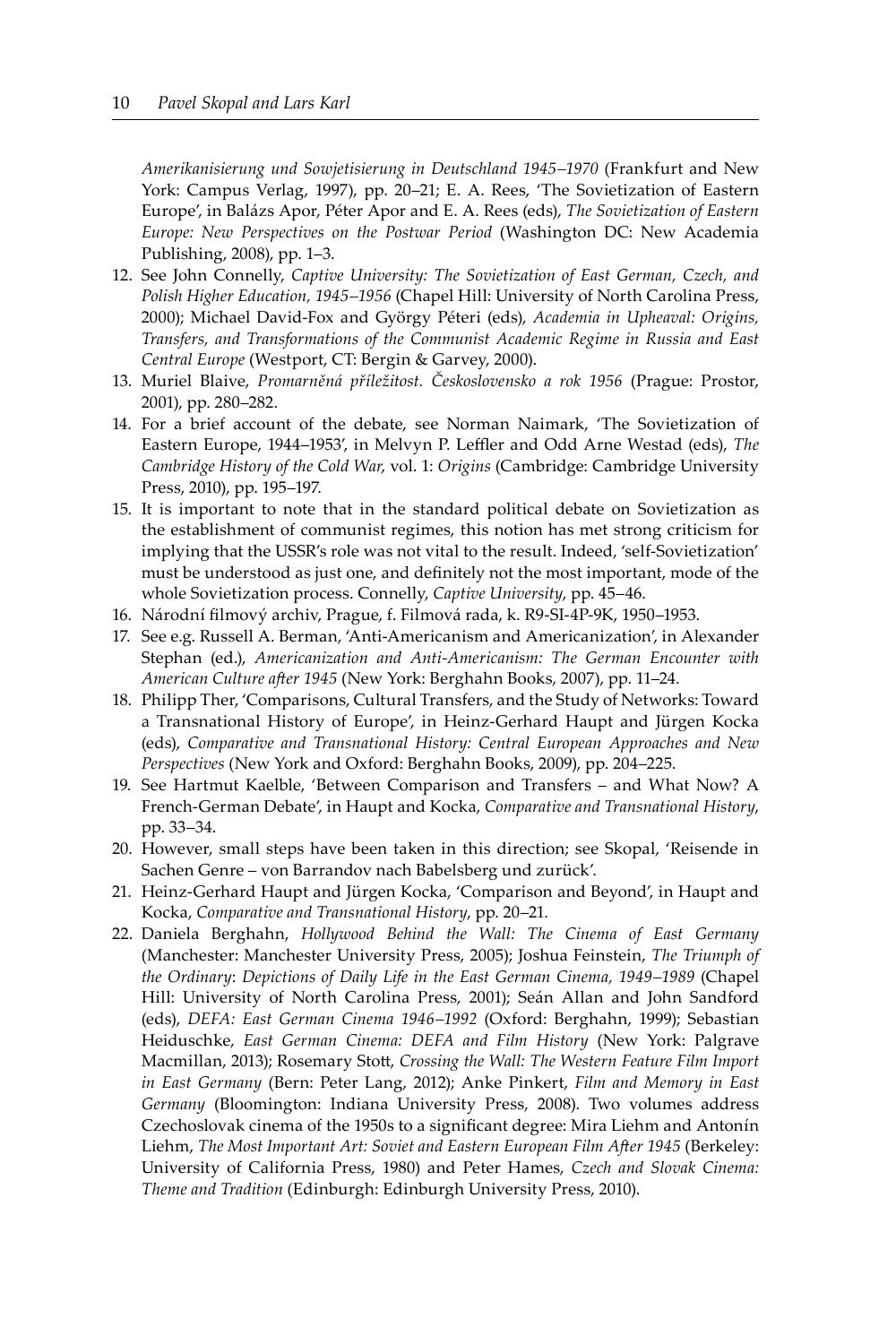*Amerikanisierung und Sowjetisierung in Deutschland 1945–1970* (Frankfurt and New York: Campus Verlag, 1997), pp. 20–21; E. A. Rees, 'The Sovietization of Eastern Europe', in Balázs Apor, Péter Apor and E. A. Rees (eds), *The Sovietization of Eastern Europe: New Perspectives on the Postwar Period* (Washington DC: New Academia Publishing, 2008), pp. 1–3.

12. See John Connelly, *Captive University: The Sovietization of East German, Czech, and Polish Higher Education, 1945–1956* (Chapel Hill: University of North Carolina Press, 2000); Michael David-Fox and György Péteri (eds), *Academia in Upheaval: Origins, Transfers, and Transformations of the Communist Academic Regime in Russia and East Central Europe* (Westport, CT: Bergin & Garvey, 2000).
13. Muriel Blaive, *Promarněná příležitost. Československo a rok 1956* (Prague: Prostor, 2001), pp. 280–282.
14. For a brief account of the debate, see Norman Naimark, 'The Sovietization of Eastern Europe, 1944–1953', in Melvyn P. Leffler and Odd Arne Westad (eds), *The Cambridge History of the Cold War*, vol. 1: *Origins* (Cambridge: Cambridge University Press, 2010), pp. 195–197.
15. It is important to note that in the standard political debate on Sovietization as the establishment of communist regimes, this notion has met strong criticism for implying that the USSR's role was not vital to the result. Indeed, 'self-Sovietization' must be understood as just one, and definitely not the most important, mode of the whole Sovietization process. Connelly, *Captive University*, pp. 45–46.
16. Národní filmový archiv, Prague, f. Filmová rada, k. R9-SI-4P-9K, 1950–1953.
17. See e.g. Russell A. Berman, 'Anti-Americanism and Americanization', in Alexander Stephan (ed.), *Americanization and Anti-Americanism: The German Encounter with American Culture after 1945* (New York: Berghahn Books, 2007), pp. 11–24.
18. Philipp Ther, 'Comparisons, Cultural Transfers, and the Study of Networks: Toward a Transnational History of Europe', in Heinz-Gerhard Haupt and Jürgen Kocka (eds), *Comparative and Transnational History: Central European Approaches and New Perspectives* (New York and Oxford: Berghahn Books, 2009), pp. 204–225.
19. See Hartmut Kaelble, 'Between Comparison and Transfers – and What Now? A French-German Debate', in Haupt and Kocka, *Comparative and Transnational History*, pp. 33–34.
20. However, small steps have been taken in this direction; see Skopal, 'Reisende in Sachen Genre – von Barrandov nach Babelsberg und zurück'.
21. Heinz-Gerhard Haupt and Jürgen Kocka, 'Comparison and Beyond', in Haupt and Kocka, *Comparative and Transnational History*, pp. 20–21.
22. Daniela Berghahn, *Hollywood Behind the Wall: The Cinema of East Germany* (Manchester: Manchester University Press, 2005); Joshua Feinstein, *The Triumph of the Ordinary: Depictions of Daily Life in the East German Cinema, 1949–1989* (Chapel Hill: University of North Carolina Press, 2001); Seán Allan and John Sandford (eds), *DEFA: East German Cinema 1946–1992* (Oxford: Berghahn, 1999); Sebastian Heiduschke, *East German Cinema: DEFA and Film History* (New York: Palgrave Macmillan, 2013); Rosemary Stott, *Crossing the Wall: The Western Feature Film Import in East Germany* (Bern: Peter Lang, 2012); Anke Pinkert, *Film and Memory in East Germany* (Bloomington: Indiana University Press, 2008). Two volumes address Czechoslovak cinema of the 1950s to a significant degree: Mira Liehm and Antonín Liehm, *The Most Important Art: Soviet and Eastern European Film After 1945* (Berkeley: University of California Press, 1980) and Peter Hames, *Czech and Slovak Cinema: Theme and Tradition* (Edinburgh: Edinburgh University Press, 2010).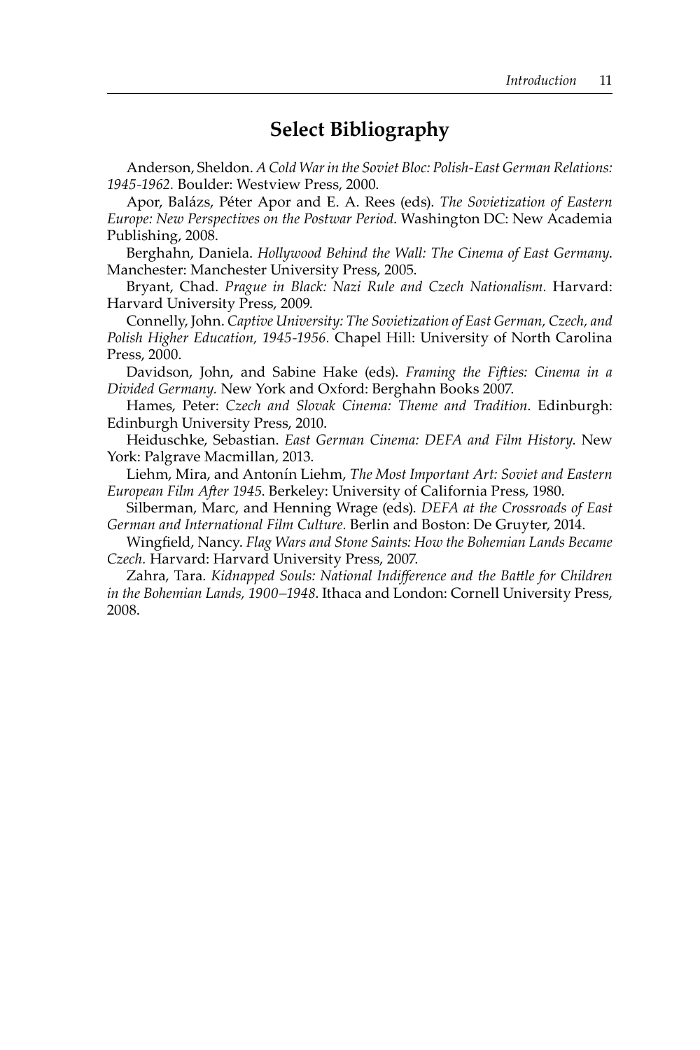## Select Bibliography

Anderson, Sheldon. *A Cold War in the Soviet Bloc: Polish-East German Relations: 1945-1962.* Boulder: Westview Press, 2000.

Apor, Balázs, Péter Apor and E. A. Rees (eds). *The Sovietization of Eastern Europe: New Perspectives on the Postwar Period*. Washington DC: New Academia Publishing, 2008.

Berghahn, Daniela. *Hollywood Behind the Wall: The Cinema of East Germany*. Manchester: Manchester University Press, 2005.

Bryant, Chad. *Prague in Black: Nazi Rule and Czech Nationalism.* Harvard: Harvard University Press, 2009.

Connelly, John. *Captive University: The Sovietization of East German, Czech, and Polish Higher Education, 1945-1956.* Chapel Hill: University of North Carolina Press, 2000.

Davidson, John, and Sabine Hake (eds). *Framing the Fifties: Cinema in a Divided Germany.* New York and Oxford: Berghahn Books 2007.

Hames, Peter: *Czech and Slovak Cinema: Theme and Tradition*. Edinburgh: Edinburgh University Press, 2010.

Heiduschke, Sebastian. *East German Cinema: DEFA and Film History*. New York: Palgrave Macmillan, 2013.

Liehm, Mira, and Antonín Liehm, *The Most Important Art: Soviet and Eastern European Film After 1945.* Berkeley: University of California Press, 1980.

Silberman, Marc, and Henning Wrage (eds). *DEFA at the Crossroads of East German and International Film Culture.* Berlin and Boston: De Gruyter, 2014.

Wingfield, Nancy. *Flag Wars and Stone Saints: How the Bohemian Lands Became Czech.* Harvard: Harvard University Press, 2007.

Zahra, Tara. *Kidnapped Souls: National Indifference and the Battle for Children in the Bohemian Lands, 1900–1948*. Ithaca and London: Cornell University Press, 2008.